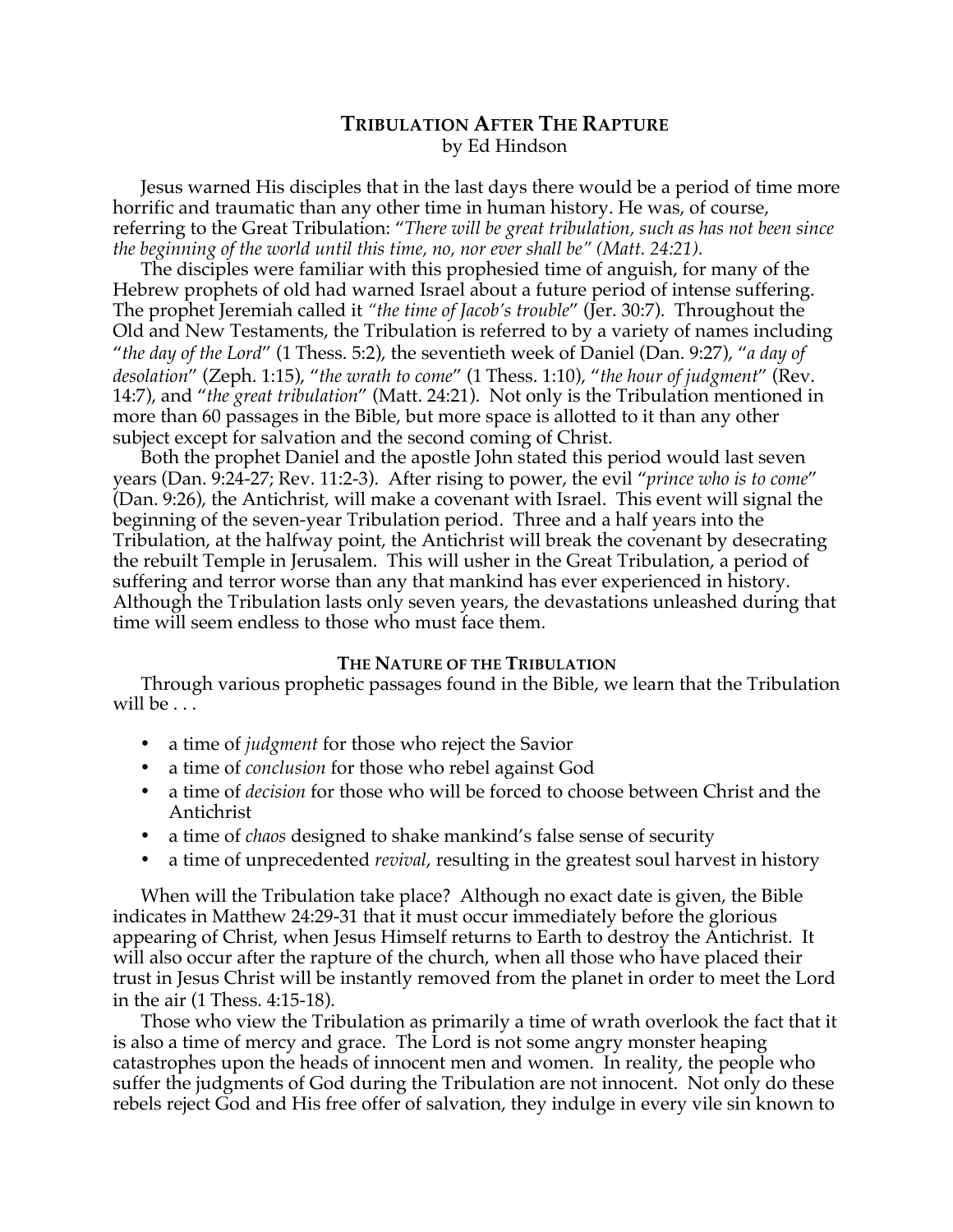# Tribulation After The Rapture

by Ed Hindson

Jesus warned His disciples that in the last days there would be a period of time more horrific and traumatic than any other time in human history. He was, of course, referring to the Great Tribulation: "*There will be great tribulation, such as has not been since the beginning of the world until this time, no, nor ever shall be" (Matt. 24:21).*

The disciples were familiar with this prophesied time of anguish, for many of the Hebrew prophets of old had warned Israel about a future period of intense suffering. The prophet Jeremiah called it *"the time of Jacob's trouble*" (Jer. 30:7). Throughout the Old and New Testaments, the Tribulation is referred to by a variety of names including "*the day of the Lord*" (1 Thess. 5:2), the seventieth week of Daniel (Dan. 9:27), "*a day of desolation*" (Zeph. 1:15), "*the wrath to come*" (1 Thess. 1:10), "*the hour of judgment*" (Rev. 14:7), and "*the great tribulation*" (Matt. 24:21). Not only is the Tribulation mentioned in more than 60 passages in the Bible, but more space is allotted to it than any other subject except for salvation and the second coming of Christ.

Both the prophet Daniel and the apostle John stated this period would last seven years (Dan. 9:24-27; Rev. 11:2-3). After rising to power, the evil "*prince who is to come*" (Dan. 9:26), the Antichrist, will make a covenant with Israel. This event will signal the beginning of the seven-year Tribulation period. Three and a half years into the Tribulation, at the halfway point, the Antichrist will break the covenant by desecrating the rebuilt Temple in Jerusalem. This will usher in the Great Tribulation, a period of suffering and terror worse than any that mankind has ever experienced in history. Although the Tribulation lasts only seven years, the devastations unleashed during that time will seem endless to those who must face them.

## The Nature of the Tribulation

Through various prophetic passages found in the Bible, we learn that the Tribulation will be . . .

- a time of *judgment* for those who reject the Savior
- a time of *conclusion* for those who rebel against God
- a time of *decision* for those who will be forced to choose between Christ and the Antichrist
- a time of *chaos* designed to shake mankind's false sense of security
- a time of unprecedented *revival*, resulting in the greatest soul harvest in history

When will the Tribulation take place? Although no exact date is given, the Bible indicates in Matthew 24:29-31 that it must occur immediately before the glorious appearing of Christ, when Jesus Himself returns to Earth to destroy the Antichrist. It will also occur after the rapture of the church, when all those who have placed their trust in Jesus Christ will be instantly removed from the planet in order to meet the Lord in the air (1 Thess. 4:15-18).

Those who view the Tribulation as primarily a time of wrath overlook the fact that it is also a time of mercy and grace. The Lord is not some angry monster heaping catastrophes upon the heads of innocent men and women. In reality, the people who suffer the judgments of God during the Tribulation are not innocent. Not only do these rebels reject God and His free offer of salvation, they indulge in every vile sin known to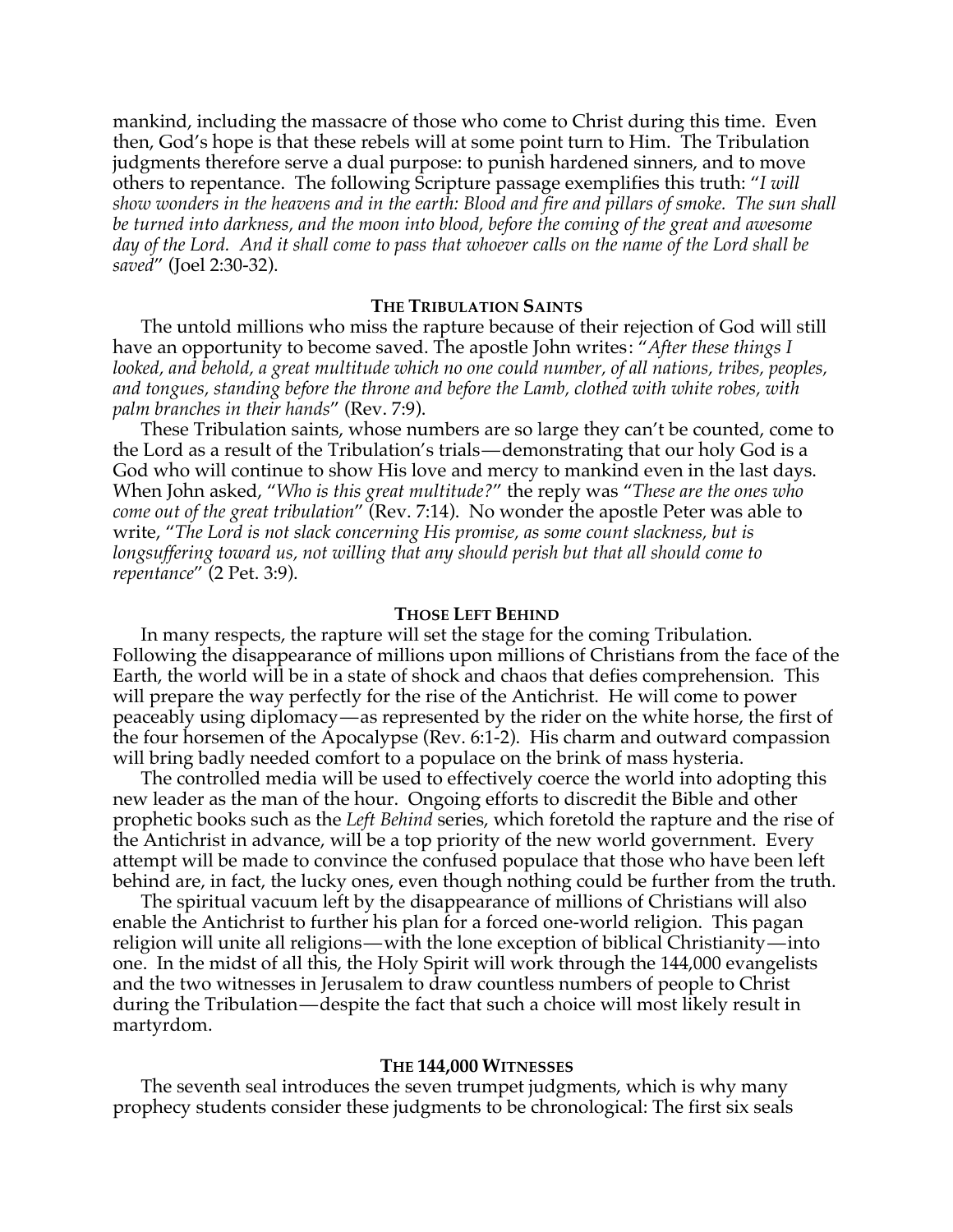mankind, including the massacre of those who come to Christ during this time. Even then, God's hope is that these rebels will at some point turn to Him. The Tribulation judgments therefore serve a dual purpose: to punish hardened sinners, and to move others to repentance. The following Scripture passage exemplifies this truth: "*I will show wonders in the heavens and in the earth: Blood and fire and pillars of smoke. The sun shall be turned into darkness, and the moon into blood, before the coming of the great and awesome day of the Lord. And it shall come to pass that whoever calls on the name of the Lord shall be saved*" (Joel 2:30-32).

### THE TRIBULATION SAINTS

The untold millions who miss the rapture because of their rejection of God will still have an opportunity to become saved. The apostle John writes: "*After these things I looked, and behold, a great multitude which no one could number, of all nations, tribes, peoples, and tongues, standing before the throne and before the Lamb, clothed with white robes, with palm branches in their hands*" (Rev. 7:9).

These Tribulation saints, whose numbers are so large they can't be counted, come to the Lord as a result of the Tribulation's trials—demonstrating that our holy God is a God who will continue to show His love and mercy to mankind even in the last days. When John asked, "*Who is this great multitude?*" the reply was "*These are the ones who come out of the great tribulation*" (Rev. 7:14). No wonder the apostle Peter was able to write, "*The Lord is not slack concerning His promise, as some count slackness, but is longsuffering toward us, not willing that any should perish but that all should come to repentance*" (2 Pet. 3:9).

### THOSE LEFT BEHIND

In many respects, the rapture will set the stage for the coming Tribulation. Following the disappearance of millions upon millions of Christians from the face of the Earth, the world will be in a state of shock and chaos that defies comprehension. This will prepare the way perfectly for the rise of the Antichrist. He will come to power peaceably using diplomacy—as represented by the rider on the white horse, the first of the four horsemen of the Apocalypse (Rev. 6:1-2). His charm and outward compassion will bring badly needed comfort to a populace on the brink of mass hysteria.

The controlled media will be used to effectively coerce the world into adopting this new leader as the man of the hour. Ongoing efforts to discredit the Bible and other prophetic books such as the *Left Behind* series, which foretold the rapture and the rise of the Antichrist in advance, will be a top priority of the new world government. Every attempt will be made to convince the confused populace that those who have been left behind are, in fact, the lucky ones, even though nothing could be further from the truth.

The spiritual vacuum left by the disappearance of millions of Christians will also enable the Antichrist to further his plan for a forced one-world religion. This pagan religion will unite all religions—with the lone exception of biblical Christianity—into one. In the midst of all this, the Holy Spirit will work through the 144,000 evangelists and the two witnesses in Jerusalem to draw countless numbers of people to Christ during the Tribulation—despite the fact that such a choice will most likely result in martyrdom.

### THE 144,000 WITNESSES

The seventh seal introduces the seven trumpet judgments, which is why many prophecy students consider these judgments to be chronological: The first six seals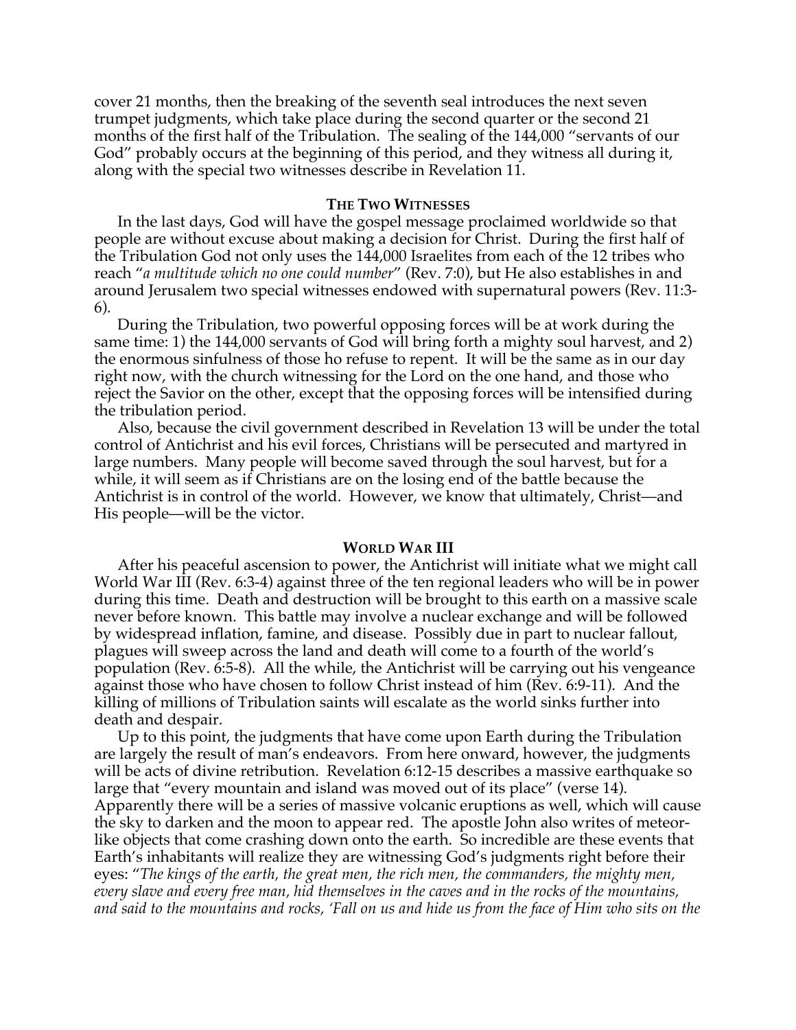cover 21 months, then the breaking of the seventh seal introduces the next seven trumpet judgments, which take place during the second quarter or the second 21 months of the first half of the Tribulation. The sealing of the 144,000 "servants of our God" probably occurs at the beginning of this period, and they witness all during it, along with the special two witnesses describe in Revelation 11.

### The Two Witnesses

In the last days, God will have the gospel message proclaimed worldwide so that people are without excuse about making a decision for Christ. During the first half of the Tribulation God not only uses the 144,000 Israelites from each of the 12 tribes who reach "*a multitude which no one could number*" (Rev. 7:0), but He also establishes in and around Jerusalem two special witnesses endowed with supernatural powers (Rev. 11:3-6).

During the Tribulation, two powerful opposing forces will be at work during the same time: 1) the 144,000 servants of God will bring forth a mighty soul harvest, and 2) the enormous sinfulness of those ho refuse to repent. It will be the same as in our day right now, with the church witnessing for the Lord on the one hand, and those who reject the Savior on the other, except that the opposing forces will be intensified during the tribulation period.

Also, because the civil government described in Revelation 13 will be under the total control of Antichrist and his evil forces, Christians will be persecuted and martyred in large numbers. Many people will become saved through the soul harvest, but for a while, it will seem as if Christians are on the losing end of the battle because the Antichrist is in control of the world. However, we know that ultimately, Christ—and His people—will be the victor.

### World War III

After his peaceful ascension to power, the Antichrist will initiate what we might call World War III (Rev. 6:3-4) against three of the ten regional leaders who will be in power during this time. Death and destruction will be brought to this earth on a massive scale never before known. This battle may involve a nuclear exchange and will be followed by widespread inflation, famine, and disease. Possibly due in part to nuclear fallout, plagues will sweep across the land and death will come to a fourth of the world's population (Rev. 6:5-8). All the while, the Antichrist will be carrying out his vengeance against those who have chosen to follow Christ instead of him (Rev. 6:9-11). And the killing of millions of Tribulation saints will escalate as the world sinks further into death and despair.

Up to this point, the judgments that have come upon Earth during the Tribulation are largely the result of man's endeavors. From here onward, however, the judgments will be acts of divine retribution. Revelation 6:12-15 describes a massive earthquake so large that "every mountain and island was moved out of its place" (verse 14). Apparently there will be a series of massive volcanic eruptions as well, which will cause the sky to darken and the moon to appear red. The apostle John also writes of meteor-like objects that come crashing down onto the earth. So incredible are these events that Earth's inhabitants will realize they are witnessing God's judgments right before their eyes: "*The kings of the earth, the great men, the rich men, the commanders, the mighty men, every slave and every free man, hid themselves in the caves and in the rocks of the mountains, and said to the mountains and rocks, 'Fall on us and hide us from the face of Him who sits on the*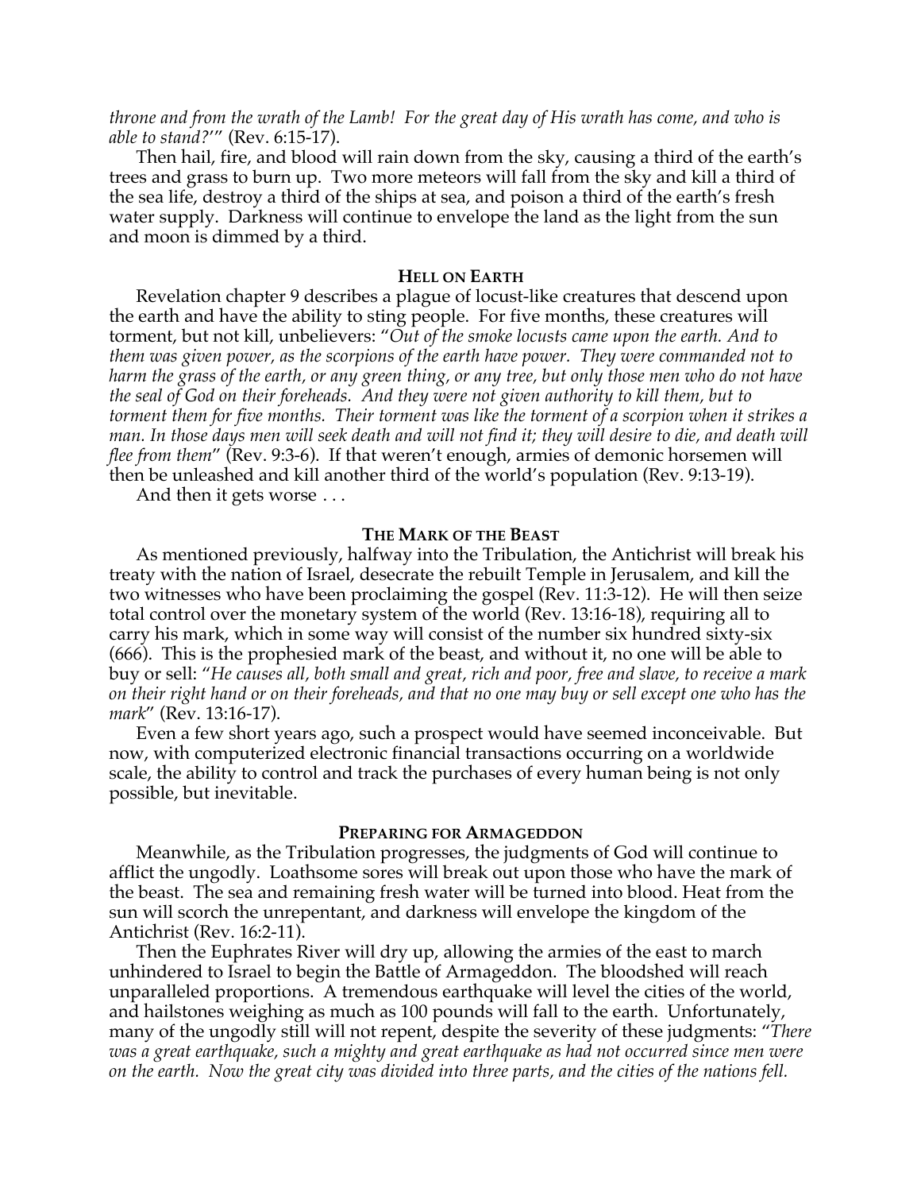*throne and from the wrath of the Lamb! For the great day of His wrath has come, and who is able to stand?'*" (Rev. 6:15-17).

Then hail, fire, and blood will rain down from the sky, causing a third of the earth's trees and grass to burn up. Two more meteors will fall from the sky and kill a third of the sea life, destroy a third of the ships at sea, and poison a third of the earth's fresh water supply. Darkness will continue to envelope the land as the light from the sun and moon is dimmed by a third.

### HELL ON EARTH

Revelation chapter 9 describes a plague of locust-like creatures that descend upon the earth and have the ability to sting people. For five months, these creatures will torment, but not kill, unbelievers: "*Out of the smoke locusts came upon the earth. And to them was given power, as the scorpions of the earth have power. They were commanded not to harm the grass of the earth, or any green thing, or any tree, but only those men who do not have the seal of God on their foreheads. And they were not given authority to kill them, but to torment them for five months. Their torment was like the torment of a scorpion when it strikes a man. In those days men will seek death and will not find it; they will desire to die, and death will flee from them*" (Rev. 9:3-6). If that weren't enough, armies of demonic horsemen will then be unleashed and kill another third of the world's population (Rev. 9:13-19).

And then it gets worse . . .

### THE MARK OF THE BEAST

As mentioned previously, halfway into the Tribulation, the Antichrist will break his treaty with the nation of Israel, desecrate the rebuilt Temple in Jerusalem, and kill the two witnesses who have been proclaiming the gospel (Rev. 11:3-12). He will then seize total control over the monetary system of the world (Rev. 13:16-18), requiring all to carry his mark, which in some way will consist of the number six hundred sixty-six (666). This is the prophesied mark of the beast, and without it, no one will be able to buy or sell: "*He causes all, both small and great, rich and poor, free and slave, to receive a mark on their right hand or on their foreheads, and that no one may buy or sell except one who has the mark*" (Rev. 13:16-17).

Even a few short years ago, such a prospect would have seemed inconceivable. But now, with computerized electronic financial transactions occurring on a worldwide scale, the ability to control and track the purchases of every human being is not only possible, but inevitable.

### PREPARING FOR ARMAGEDDON

Meanwhile, as the Tribulation progresses, the judgments of God will continue to afflict the ungodly. Loathsome sores will break out upon those who have the mark of the beast. The sea and remaining fresh water will be turned into blood. Heat from the sun will scorch the unrepentant, and darkness will envelope the kingdom of the Antichrist (Rev. 16:2-11).

Then the Euphrates River will dry up, allowing the armies of the east to march unhindered to Israel to begin the Battle of Armageddon. The bloodshed will reach unparalleled proportions. A tremendous earthquake will level the cities of the world, and hailstones weighing as much as 100 pounds will fall to the earth. Unfortunately, many of the ungodly still will not repent, despite the severity of these judgments: "*There was a great earthquake, such a mighty and great earthquake as had not occurred since men were on the earth. Now the great city was divided into three parts, and the cities of the nations fell.*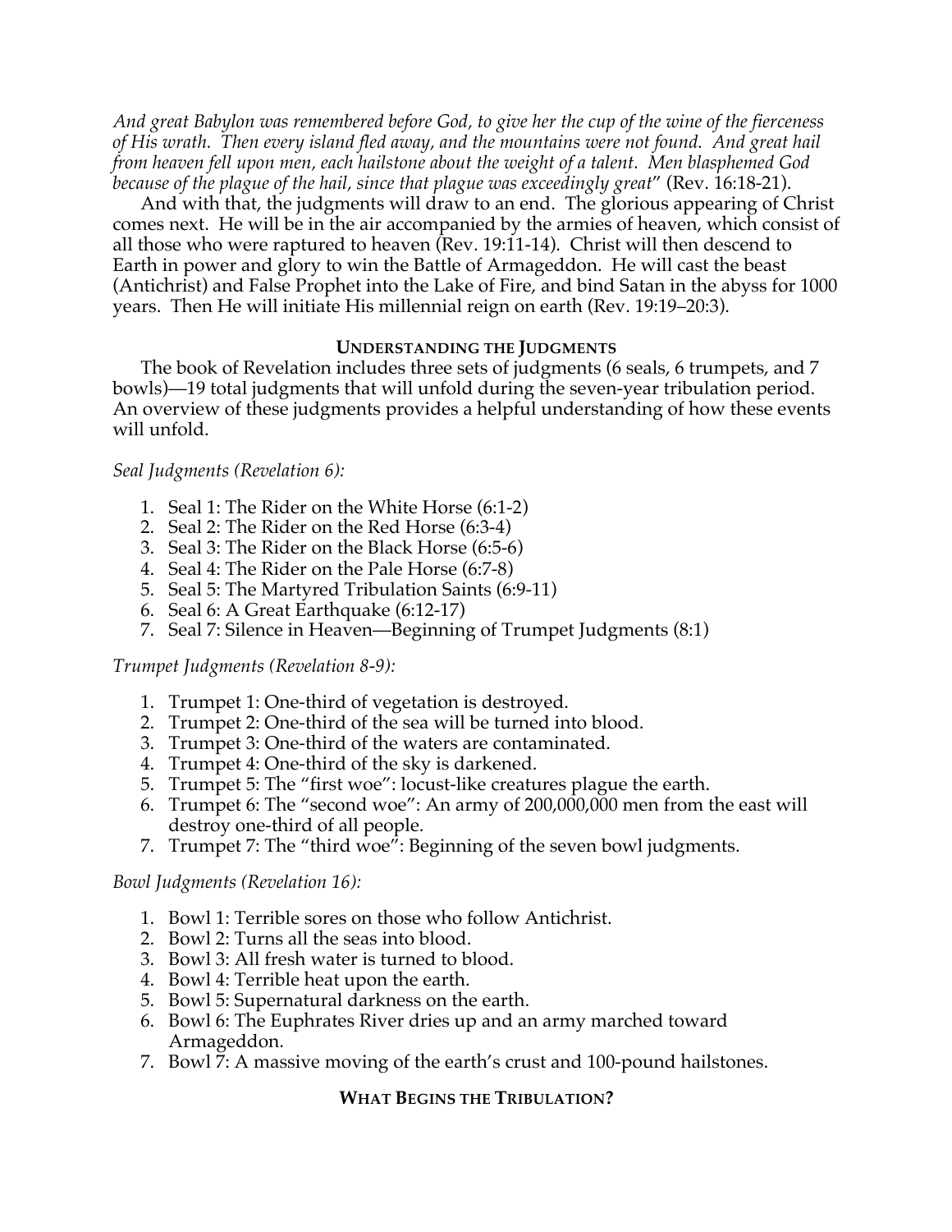*And great Babylon was remembered before God, to give her the cup of the wine of the fierceness of His wrath. Then every island fled away, and the mountains were not found. And great hail from heaven fell upon men, each hailstone about the weight of a talent. Men blasphemed God because of the plague of the hail, since that plague was exceedingly great*" (Rev. 16:18-21).

And with that, the judgments will draw to an end. The glorious appearing of Christ comes next. He will be in the air accompanied by the armies of heaven, which consist of all those who were raptured to heaven (Rev. 19:11-14). Christ will then descend to Earth in power and glory to win the Battle of Armageddon. He will cast the beast (Antichrist) and False Prophet into the Lake of Fire, and bind Satan in the abyss for 1000 years. Then He will initiate His millennial reign on earth (Rev. 19:19–20:3).

## Understanding the Judgments

The book of Revelation includes three sets of judgments (6 seals, 6 trumpets, and 7 bowls)—19 total judgments that will unfold during the seven-year tribulation period. An overview of these judgments provides a helpful understanding of how these events will unfold.

*Seal Judgments (Revelation 6):*

1. Seal 1: The Rider on the White Horse (6:1-2)
2. Seal 2: The Rider on the Red Horse (6:3-4)
3. Seal 3: The Rider on the Black Horse (6:5-6)
4. Seal 4: The Rider on the Pale Horse (6:7-8)
5. Seal 5: The Martyred Tribulation Saints (6:9-11)
6. Seal 6: A Great Earthquake (6:12-17)
7. Seal 7: Silence in Heaven—Beginning of Trumpet Judgments (8:1)

*Trumpet Judgments (Revelation 8-9):*

1. Trumpet 1: One-third of vegetation is destroyed.
2. Trumpet 2: One-third of the sea will be turned into blood.
3. Trumpet 3: One-third of the waters are contaminated.
4. Trumpet 4: One-third of the sky is darkened.
5. Trumpet 5: The "first woe": locust-like creatures plague the earth.
6. Trumpet 6: The "second woe": An army of 200,000,000 men from the east will destroy one-third of all people.
7. Trumpet 7: The "third woe": Beginning of the seven bowl judgments.

*Bowl Judgments (Revelation 16):*

1. Bowl 1: Terrible sores on those who follow Antichrist.
2. Bowl 2: Turns all the seas into blood.
3. Bowl 3: All fresh water is turned to blood.
4. Bowl 4: Terrible heat upon the earth.
5. Bowl 5: Supernatural darkness on the earth.
6. Bowl 6: The Euphrates River dries up and an army marched toward Armageddon.
7. Bowl 7: A massive moving of the earth's crust and 100-pound hailstones.

## What Begins the Tribulation?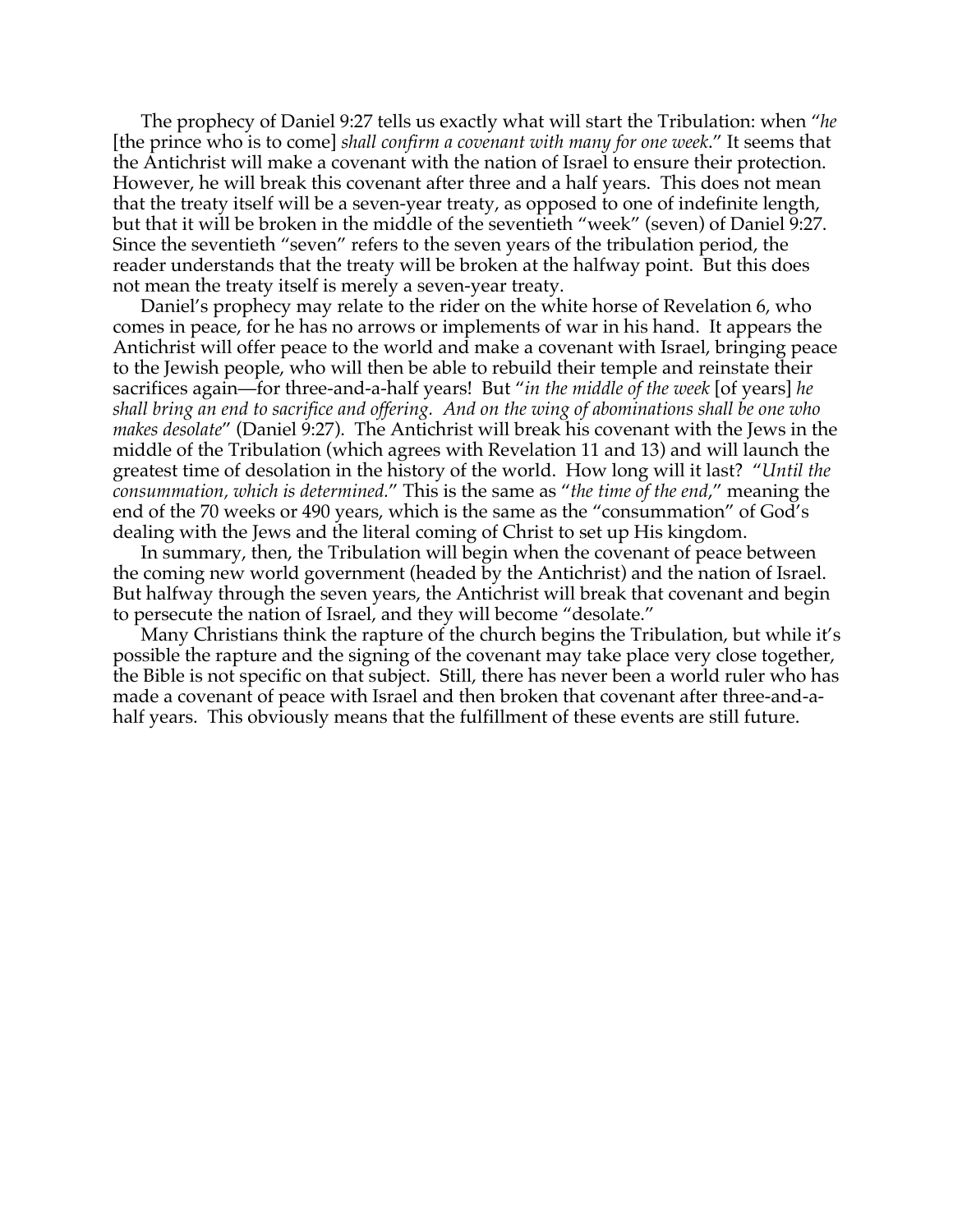The prophecy of Daniel 9:27 tells us exactly what will start the Tribulation: when "*he* [the prince who is to come] *shall confirm a covenant with many for one week*." It seems that the Antichrist will make a covenant with the nation of Israel to ensure their protection. However, he will break this covenant after three and a half years. This does not mean that the treaty itself will be a seven-year treaty, as opposed to one of indefinite length, but that it will be broken in the middle of the seventieth "week" (seven) of Daniel 9:27. Since the seventieth "seven" refers to the seven years of the tribulation period, the reader understands that the treaty will be broken at the halfway point. But this does not mean the treaty itself is merely a seven-year treaty.

Daniel's prophecy may relate to the rider on the white horse of Revelation 6, who comes in peace, for he has no arrows or implements of war in his hand. It appears the Antichrist will offer peace to the world and make a covenant with Israel, bringing peace to the Jewish people, who will then be able to rebuild their temple and reinstate their sacrifices again—for three-and-a-half years! But "*in the middle of the week* [of years] *he shall bring an end to sacrifice and offering. And on the wing of abominations shall be one who makes desolate*" (Daniel 9:27). The Antichrist will break his covenant with the Jews in the middle of the Tribulation (which agrees with Revelation 11 and 13) and will launch the greatest time of desolation in the history of the world. How long will it last? "*Until the consummation, which is determined.*" This is the same as "*the time of the end*," meaning the end of the 70 weeks or 490 years, which is the same as the "consummation" of God's dealing with the Jews and the literal coming of Christ to set up His kingdom.

In summary, then, the Tribulation will begin when the covenant of peace between the coming new world government (headed by the Antichrist) and the nation of Israel. But halfway through the seven years, the Antichrist will break that covenant and begin to persecute the nation of Israel, and they will become "desolate."

Many Christians think the rapture of the church begins the Tribulation, but while it's possible the rapture and the signing of the covenant may take place very close together, the Bible is not specific on that subject. Still, there has never been a world ruler who has made a covenant of peace with Israel and then broken that covenant after three-and-a-half years. This obviously means that the fulfillment of these events are still future.